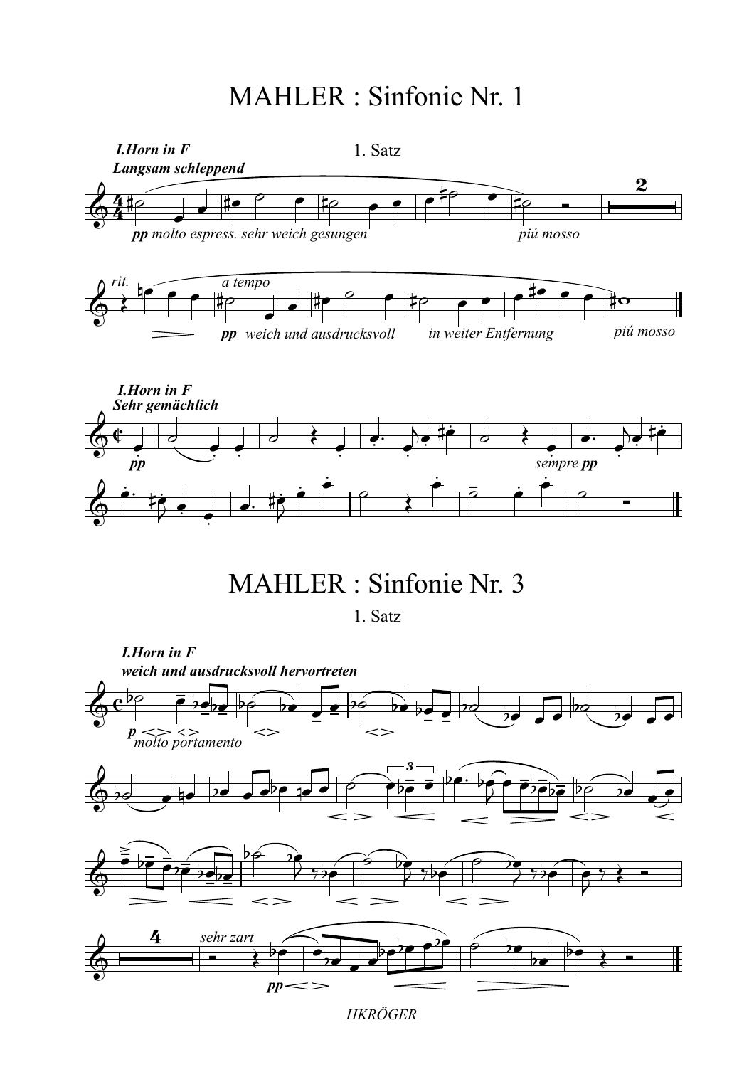# MAHLER : Sinfonie Nr. 1

1. Satz

**I.Horn in F**

***Langsam schleppend***

*pp molto espress. sehr weich gesungen* — *piú mosso*

*rit.* — *a tempo*

*pp weich und ausdrucksvoll* — *in weiter Entfernung* — *piú mosso*

**I.Horn in F**

***Sehr gemächlich***

*pp* — *sempre pp*

# MAHLER : Sinfonie Nr. 3

1. Satz

**I.Horn in F**

***weich und ausdrucksvoll hervortreten***

*p molto portamento*

*sehr zart*

*pp*

*HKRÖGER*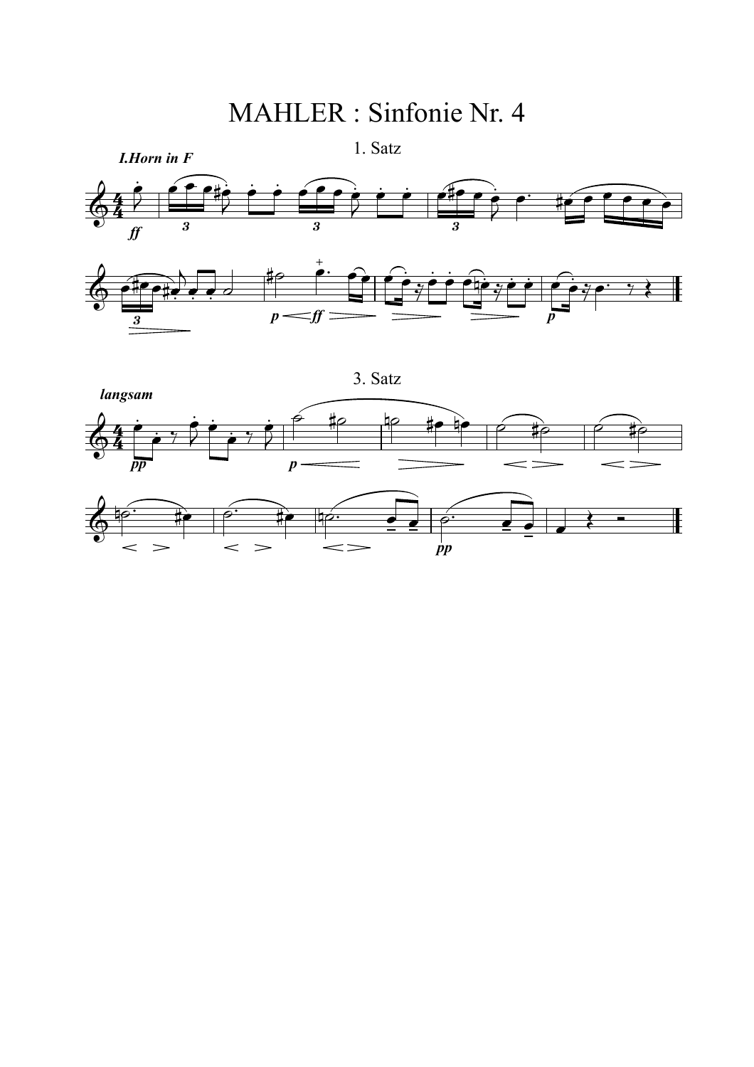# MAHLER : Sinfonie Nr. 4

## 1. Satz

*I.Horn in F*

## 3. Satz

*langsam*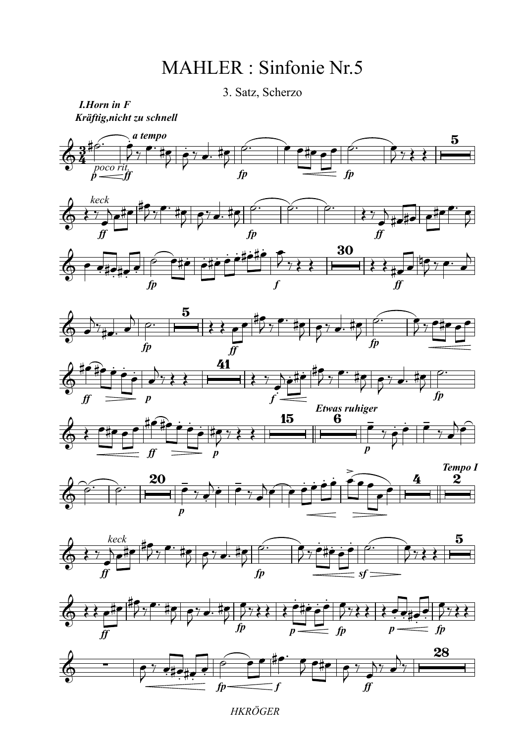# MAHLER : Sinfonie Nr.5

3. Satz, Scherzo

**I.Horn in F**

***Kräftig,nicht zu schnell***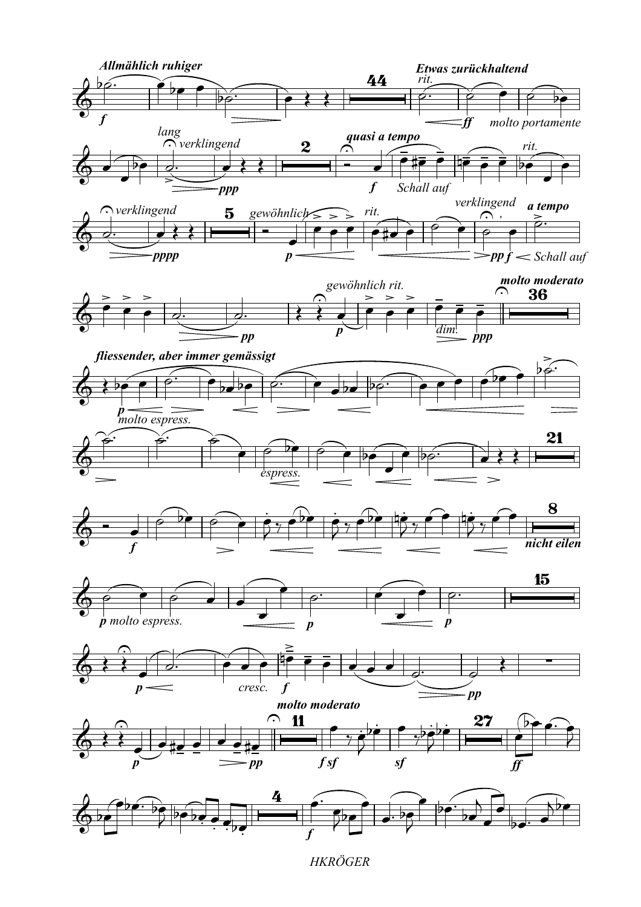*Allmählich ruhiger*

*Etwas zurückhaltend*

*rit.*

*molto portamente*

*lang*

*verklingend*

*quasi a tempo*

*Schall auf*

*rit.*

*verklingend*

*gewöhnlich*

*rit.*

*verklingend*

*a tempo*

*Schall auf*

*gewöhnlich rit.*

*dim.*

*molto moderato*

*fliessender, aber immer gemässigt*

*molto espress.*

*espress.*

*nicht eilen*

*p molto espress.*

*cresc.*

*molto moderato*

HKRÖGER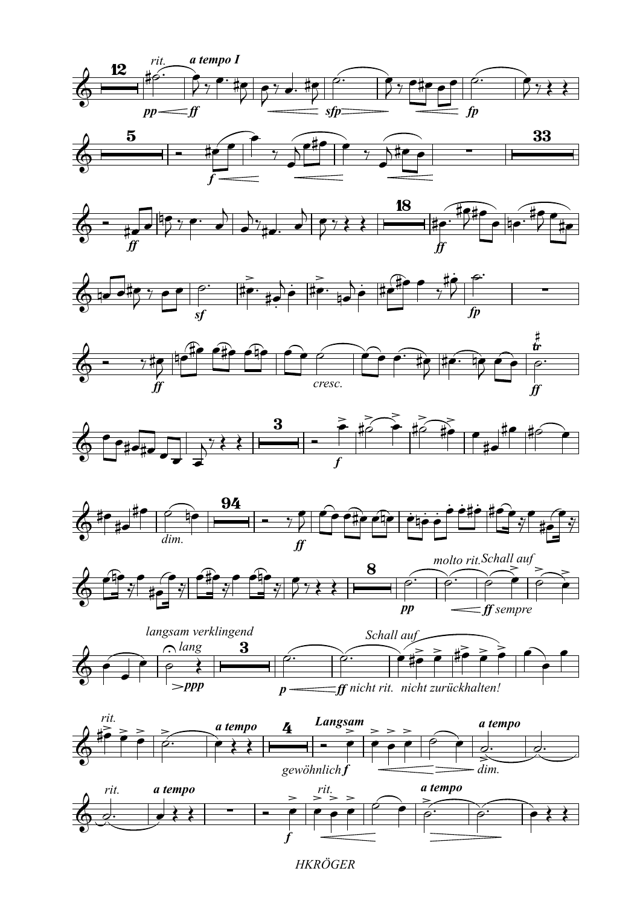rit. a tempo I

pp ff sfp fp

f

ff

ff

sf

fp

ff

cresc.

ff

f

dim.

ff

molto rit. Schall auf

pp ff sempre

langsam verklingend

lang

ppp

Schall auf

p ff nicht rit. nicht zurückhalten!

rit. a tempo Langsam a tempo

gewöhnlich f dim.

rit. a tempo rit. a tempo

f

HKRÖGER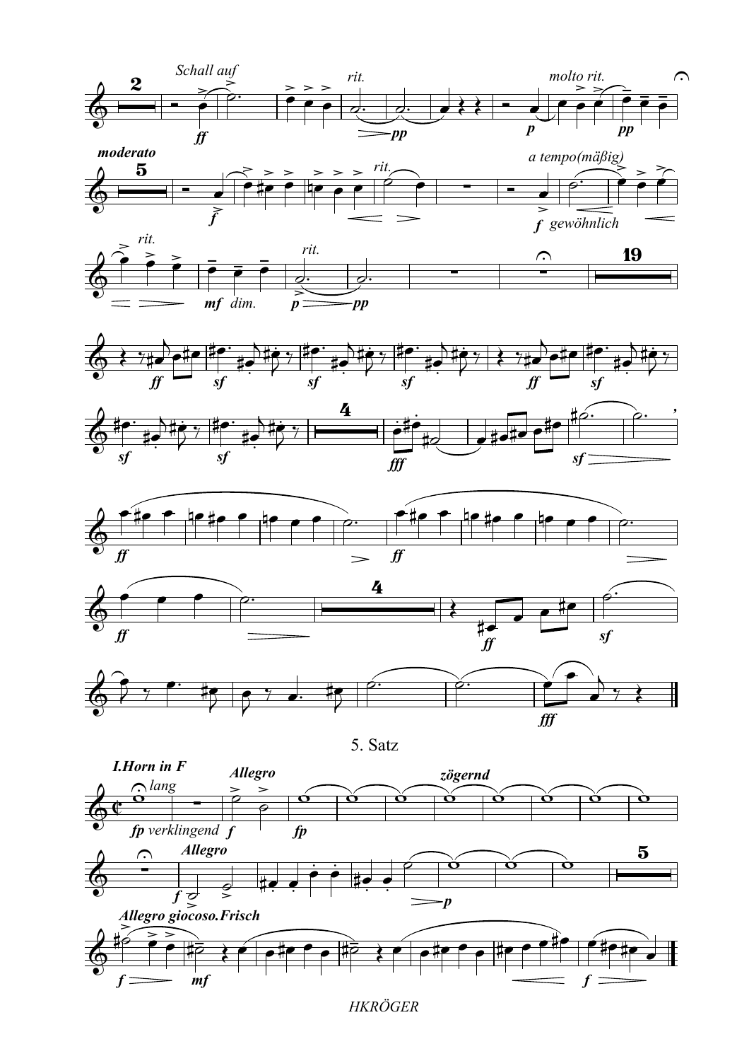## 5. Satz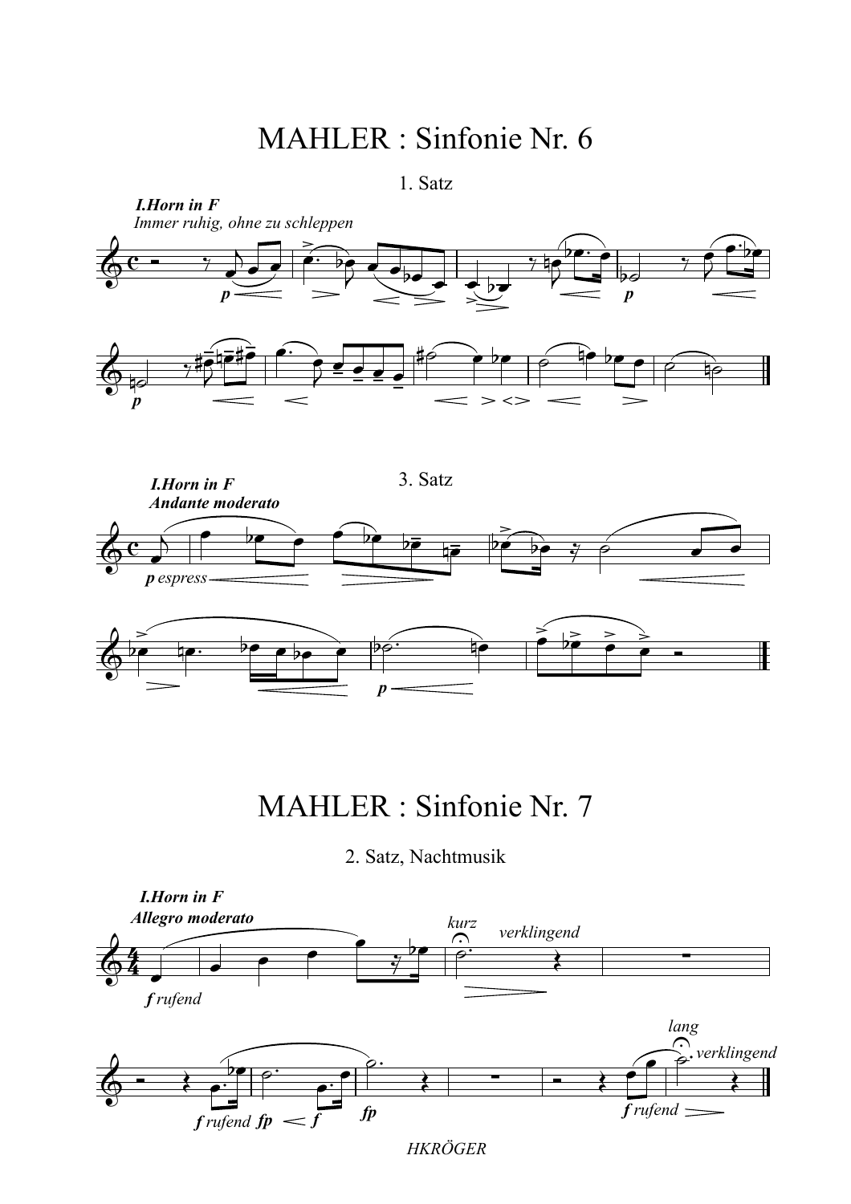# MAHLER : Sinfonie Nr. 6

1. Satz

***I.Horn in F***

*Immer ruhig, ohne zu schleppen*

*p* *p* *p*

3. Satz

***I.Horn in F***

***Andante moderato***

*p espress* *p*

# MAHLER : Sinfonie Nr. 7

2. Satz, Nachtmusik

***I.Horn in F***

***Allegro moderato***

*f rufend* *kurz* *verklingend*

*f rufend* *fp* *f* *fp* *f rufend* *lang* *verklingend*

*HKRÖGER*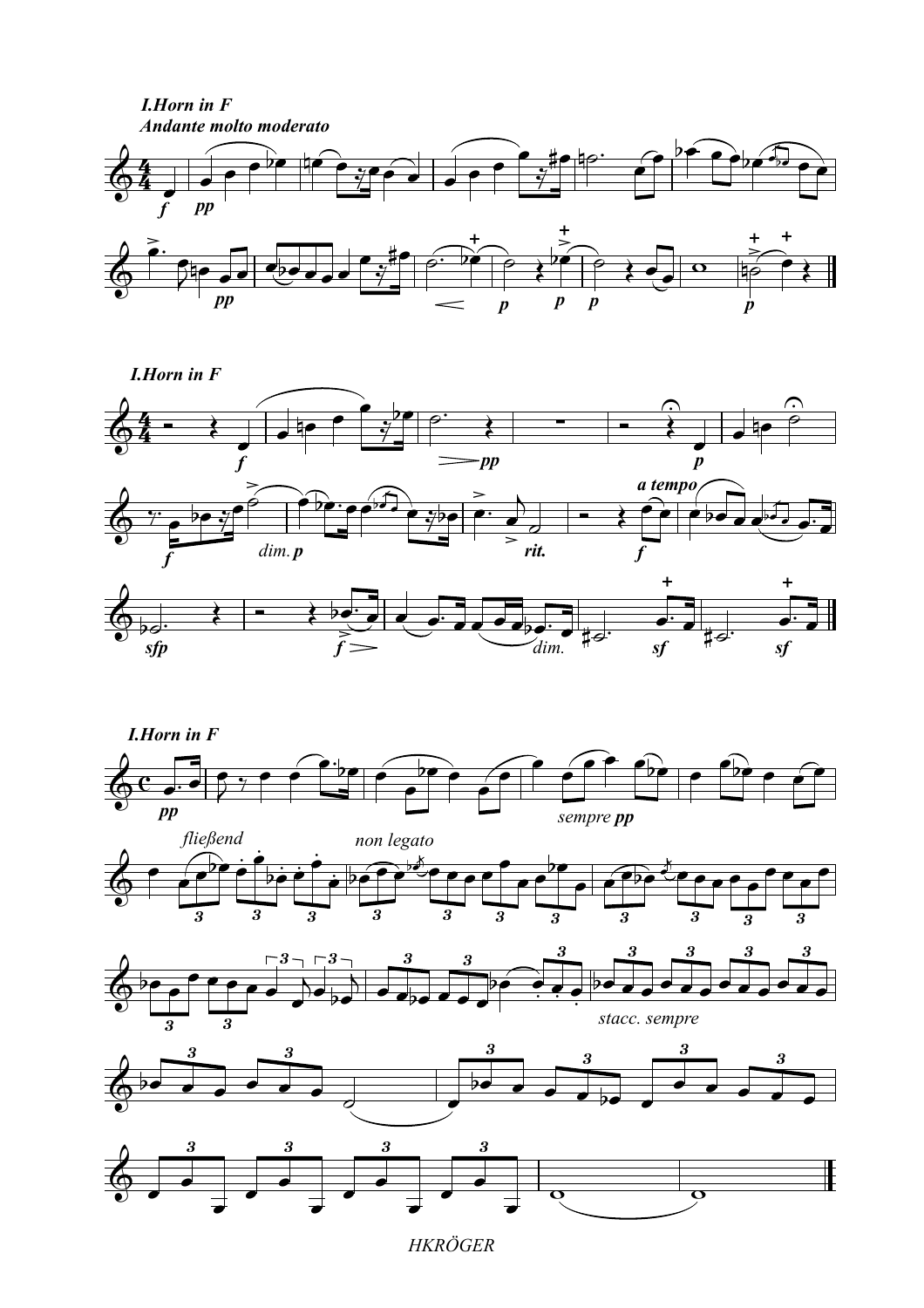**I.Horn in F**

*Andante molto moderato*

**I.Horn in F**

**I.Horn in F**

*fließend*

*non legato*

*stacc. sempre*

HKRÖGER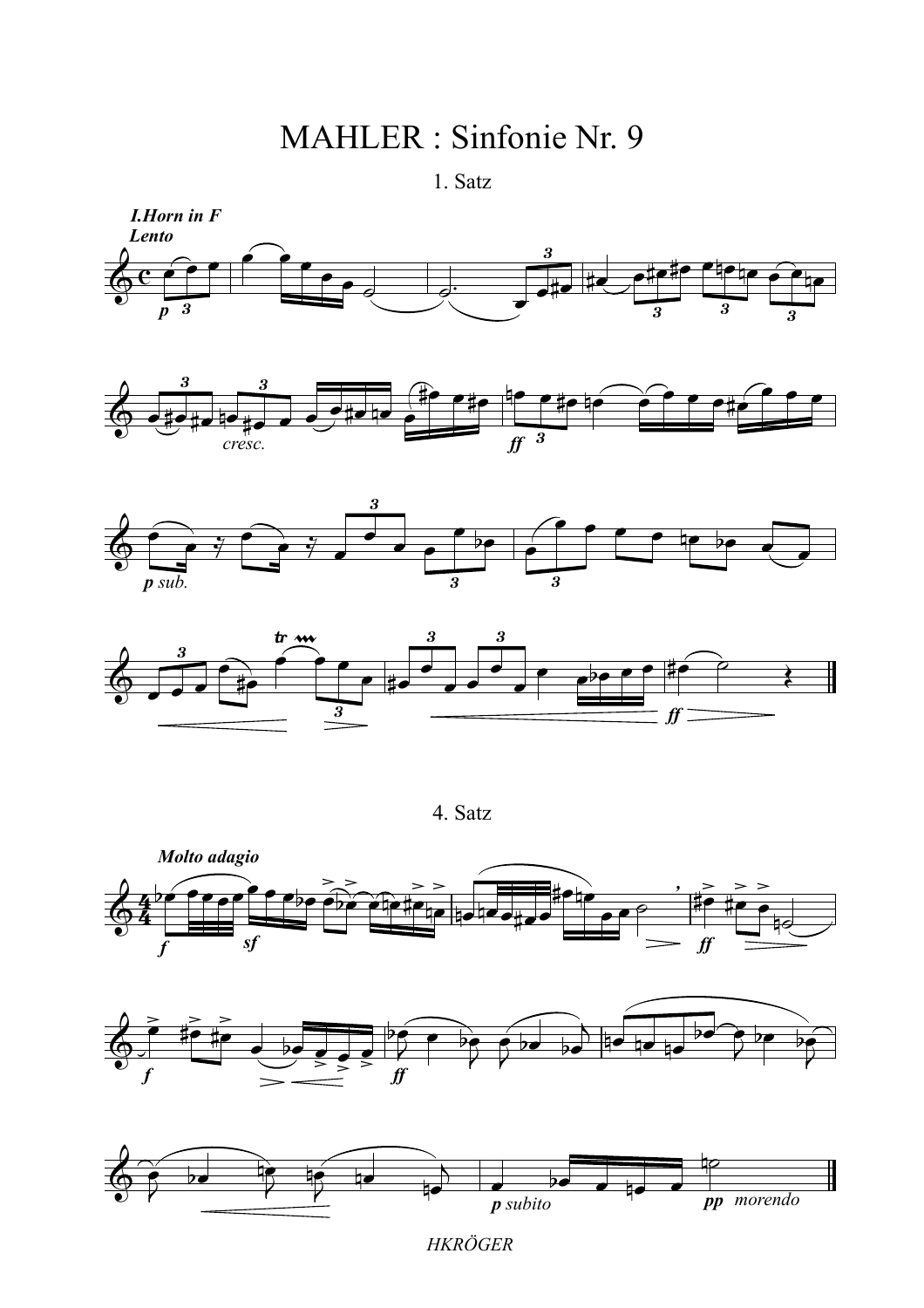# MAHLER : Sinfonie Nr. 9

1. Satz

*I.Horn in F*

*Lento*

4. Satz

*Molto adagio*

*HKRÖGER*